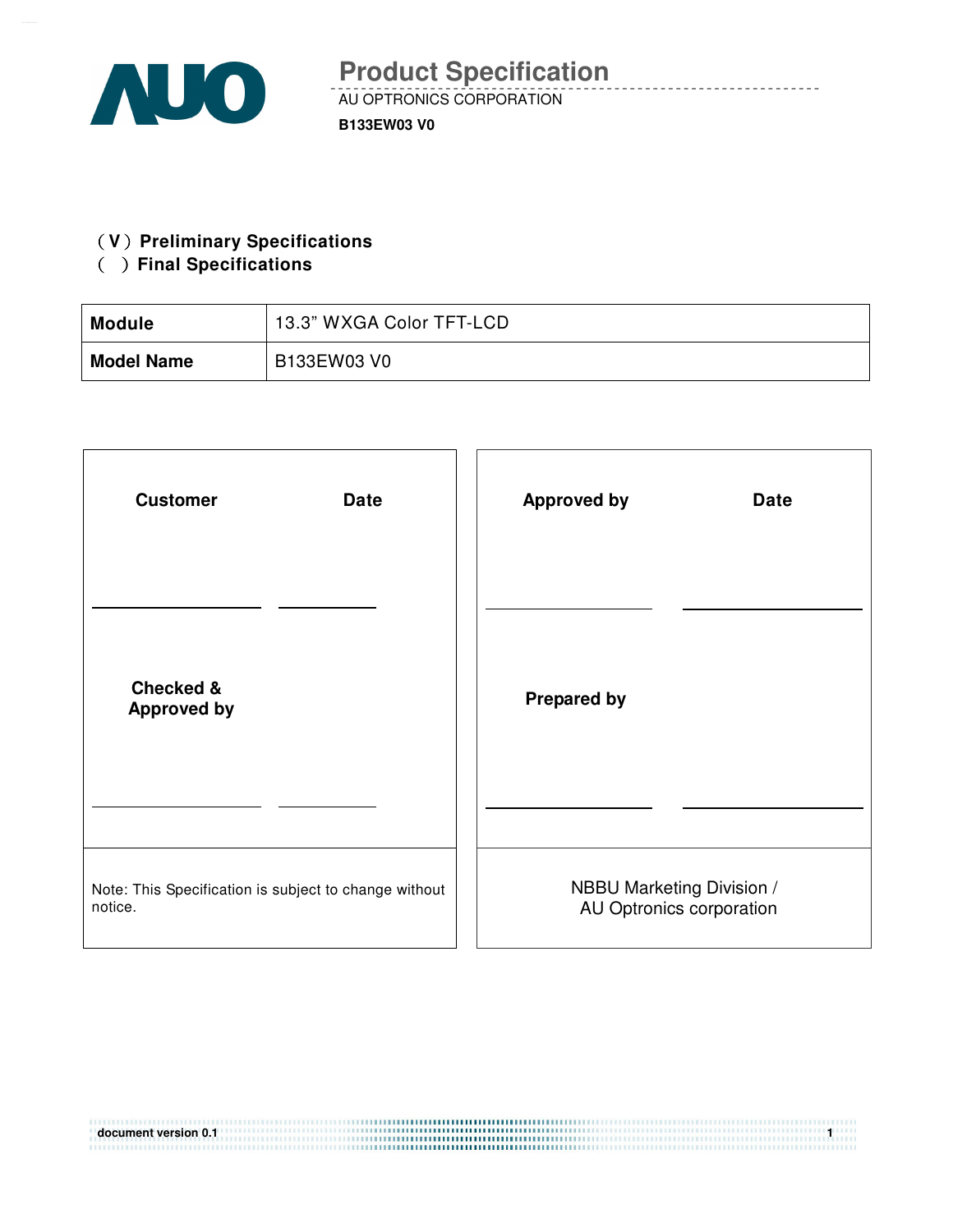# Product Specification

AU OPTRONICS CORPORATION

**B133EW03 V0**

**( V ) Preliminary Specifications**
**( ) Final Specifications**

| **Module** | 13.3" WXGA Color TFT-LCD |
|---|---|
| **Model Name** | B133EW03 V0 |

| **Customer** | **Date** | **Approved by** | **Date** |
|---|---|---|---|
| | | | |
| **Checked & Approved by** | | **Prepared by** | |
| | | | |
| Note: This Specification is subject to change without notice. | | NBBU Marketing Division / AU Optronics corporation | |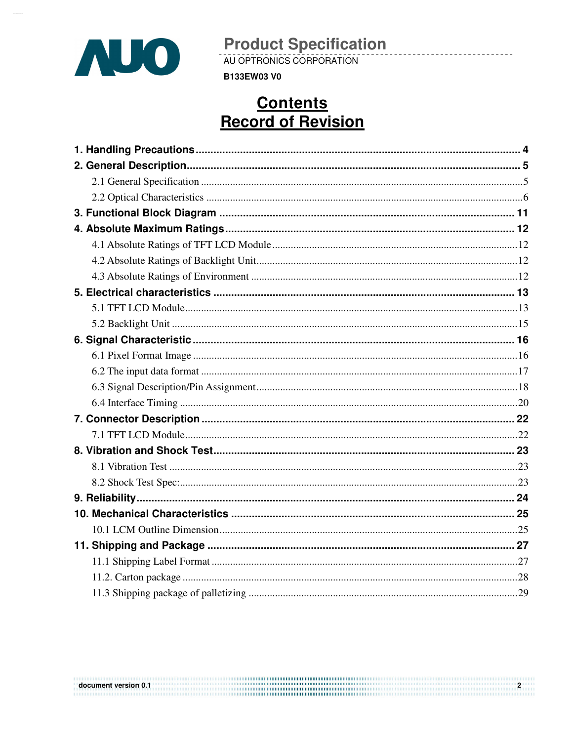# Contents

# Record of Revision

**1. Handling Precautions** .......... **4**

**2. General Description** .......... **5**

- 2.1 General Specification .......... 5
- 2.2 Optical Characteristics .......... 6

**3. Functional Block Diagram** .......... **11**

**4. Absolute Maximum Ratings** .......... **12**

- 4.1 Absolute Ratings of TFT LCD Module .......... 12
- 4.2 Absolute Ratings of Backlight Unit .......... 12
- 4.3 Absolute Ratings of Environment .......... 12

**5. Electrical characteristics** .......... **13**

- 5.1 TFT LCD Module .......... 13
- 5.2 Backlight Unit .......... 15

**6. Signal Characteristic** .......... **16**

- 6.1 Pixel Format Image .......... 16
- 6.2 The input data format .......... 17
- 6.3 Signal Description/Pin Assignment .......... 18
- 6.4 Interface Timing .......... 20

**7. Connector Description** .......... **22**

- 7.1 TFT LCD Module .......... 22

**8. Vibration and Shock Test** .......... **23**

- 8.1 Vibration Test .......... 23
- 8.2 Shock Test Spec: .......... 23

**9. Reliability** .......... **24**

**10. Mechanical Characteristics** .......... **25**

- 10.1 LCM Outline Dimension .......... 25

**11. Shipping and Package** .......... **27**

- 11.1 Shipping Label Format .......... 27
- 11.2. Carton package .......... 28
- 11.3 Shipping package of palletizing .......... 29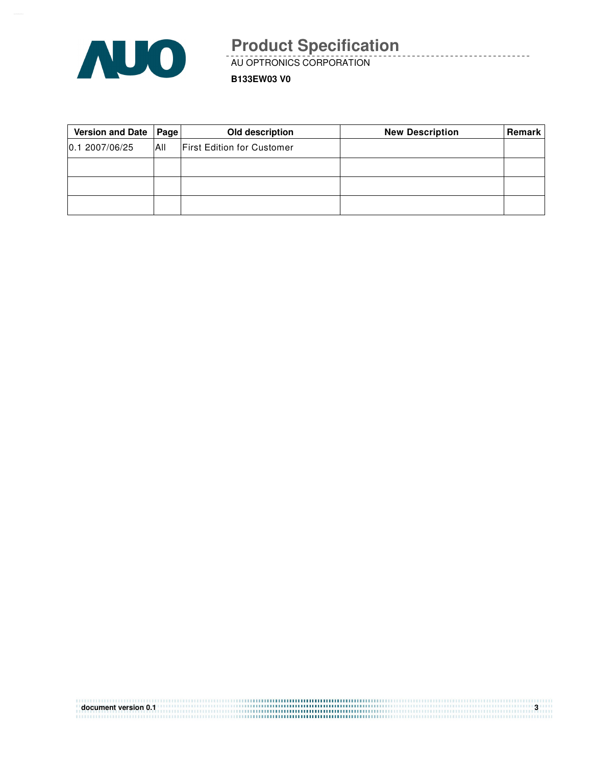| Version and Date | Page | Old description | New Description | Remark |
| --- | --- | --- | --- | --- |
| 0.1 2007/06/25 | All | First Edition for Customer | | |
| | | | | |
| | | | | |
| | | | | |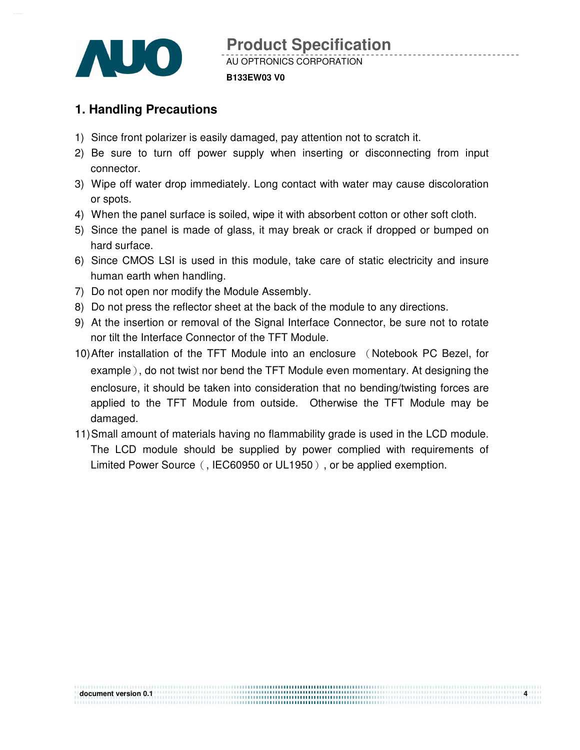# 1. Handling Precautions

1) Since front polarizer is easily damaged, pay attention not to scratch it.
2) Be sure to turn off power supply when inserting or disconnecting from input connector.
3) Wipe off water drop immediately. Long contact with water may cause discoloration or spots.
4) When the panel surface is soiled, wipe it with absorbent cotton or other soft cloth.
5) Since the panel is made of glass, it may break or crack if dropped or bumped on hard surface.
6) Since CMOS LSI is used in this module, take care of static electricity and insure human earth when handling.
7) Do not open nor modify the Module Assembly.
8) Do not press the reflector sheet at the back of the module to any directions.
9) At the insertion or removal of the Signal Interface Connector, be sure not to rotate nor tilt the Interface Connector of the TFT Module.
10) After installation of the TFT Module into an enclosure （Notebook PC Bezel, for example）, do not twist nor bend the TFT Module even momentary. At designing the enclosure, it should be taken into consideration that no bending/twisting forces are applied to the TFT Module from outside. Otherwise the TFT Module may be damaged.
11) Small amount of materials having no flammability grade is used in the LCD module. The LCD module should be supplied by power complied with requirements of Limited Power Source（, IEC60950 or UL1950）, or be applied exemption.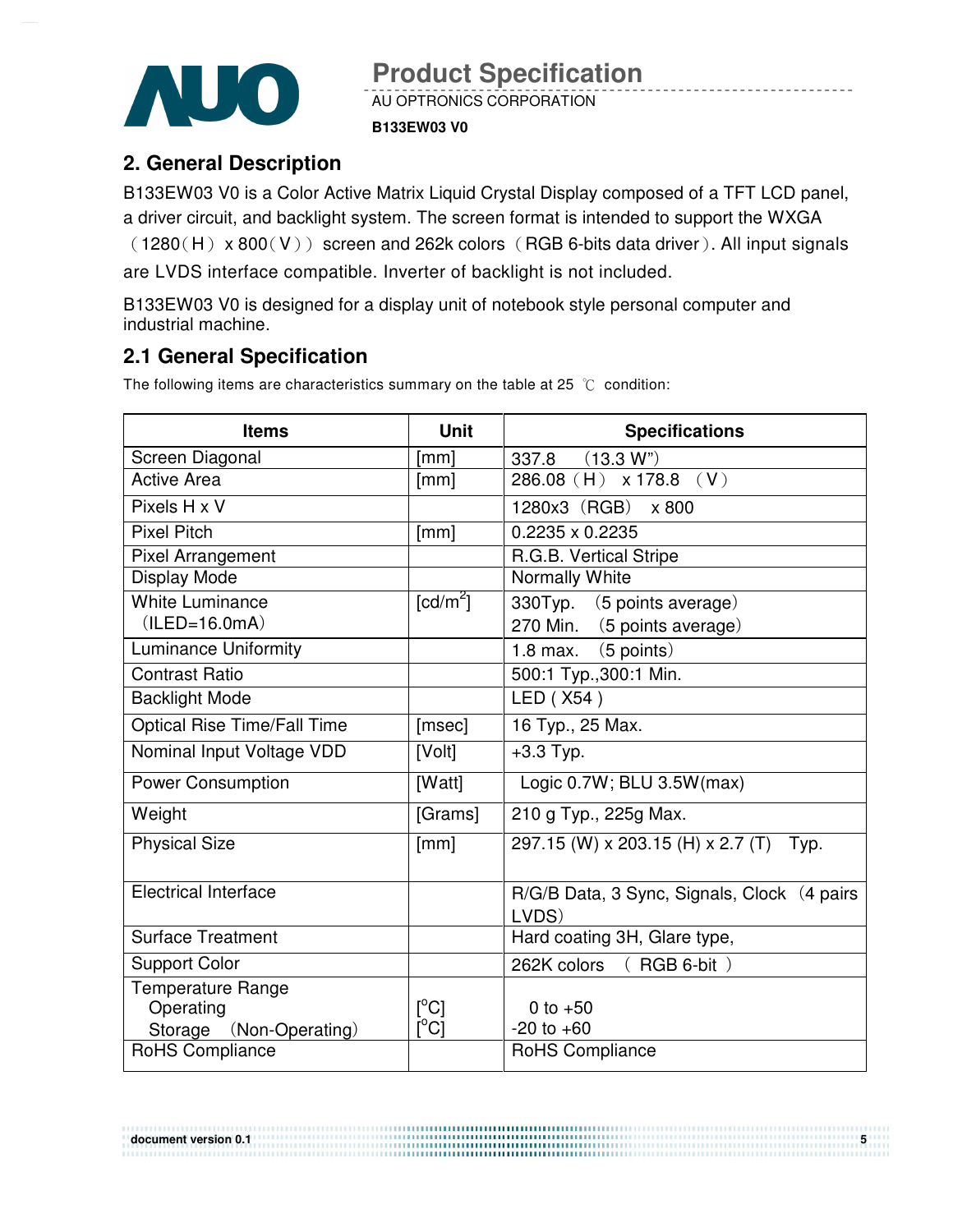## 2. General Description

B133EW03 V0 is a Color Active Matrix Liquid Crystal Display composed of a TFT LCD panel, a driver circuit, and backlight system. The screen format is intended to support the WXGA （1280（H） x 800（V）） screen and 262k colors （RGB 6-bits data driver）. All input signals are LVDS interface compatible. Inverter of backlight is not included.

B133EW03 V0 is designed for a display unit of notebook style personal computer and industrial machine.

### 2.1 General Specification

The following items are characteristics summary on the table at 25 ℃ condition:

| Items | Unit | Specifications |
|---|---|---|
| Screen Diagonal | [mm] | 337.8 (13.3 W") |
| Active Area | [mm] | 286.08（H） x 178.8 （V） |
| Pixels H x V | | 1280x3（RGB） x 800 |
| Pixel Pitch | [mm] | 0.2235 x 0.2235 |
| Pixel Arrangement | | R.G.B. Vertical Stripe |
| Display Mode | | Normally White |
| White Luminance （ILED=16.0mA） | [cd/m$^2$] | 330Typ. （5 points average）<br>270 Min. （5 points average） |
| Luminance Uniformity | | 1.8 max. （5 points） |
| Contrast Ratio | | 500:1 Typ.,300:1 Min. |
| Backlight Mode | | LED ( X54 ) |
| Optical Rise Time/Fall Time | [msec] | 16 Typ., 25 Max. |
| Nominal Input Voltage VDD | [Volt] | +3.3 Typ. |
| Power Consumption | [Watt] | Logic 0.7W; BLU 3.5W(max) |
| Weight | [Grams] | 210 g Typ., 225g Max. |
| Physical Size | [mm] | 297.15 (W) x 203.15 (H) x 2.7 (T) Typ. |
| Electrical Interface | | R/G/B Data, 3 Sync, Signals, Clock （4 pairs LVDS） |
| Surface Treatment | | Hard coating 3H, Glare type, |
| Support Color | | 262K colors （ RGB 6-bit ） |
| Temperature Range<br>Operating<br>Storage （Non-Operating） | <br>[$^o$C]<br>[$^o$C] | <br>0 to +50<br>-20 to +60 |
| RoHS Compliance | | RoHS Compliance |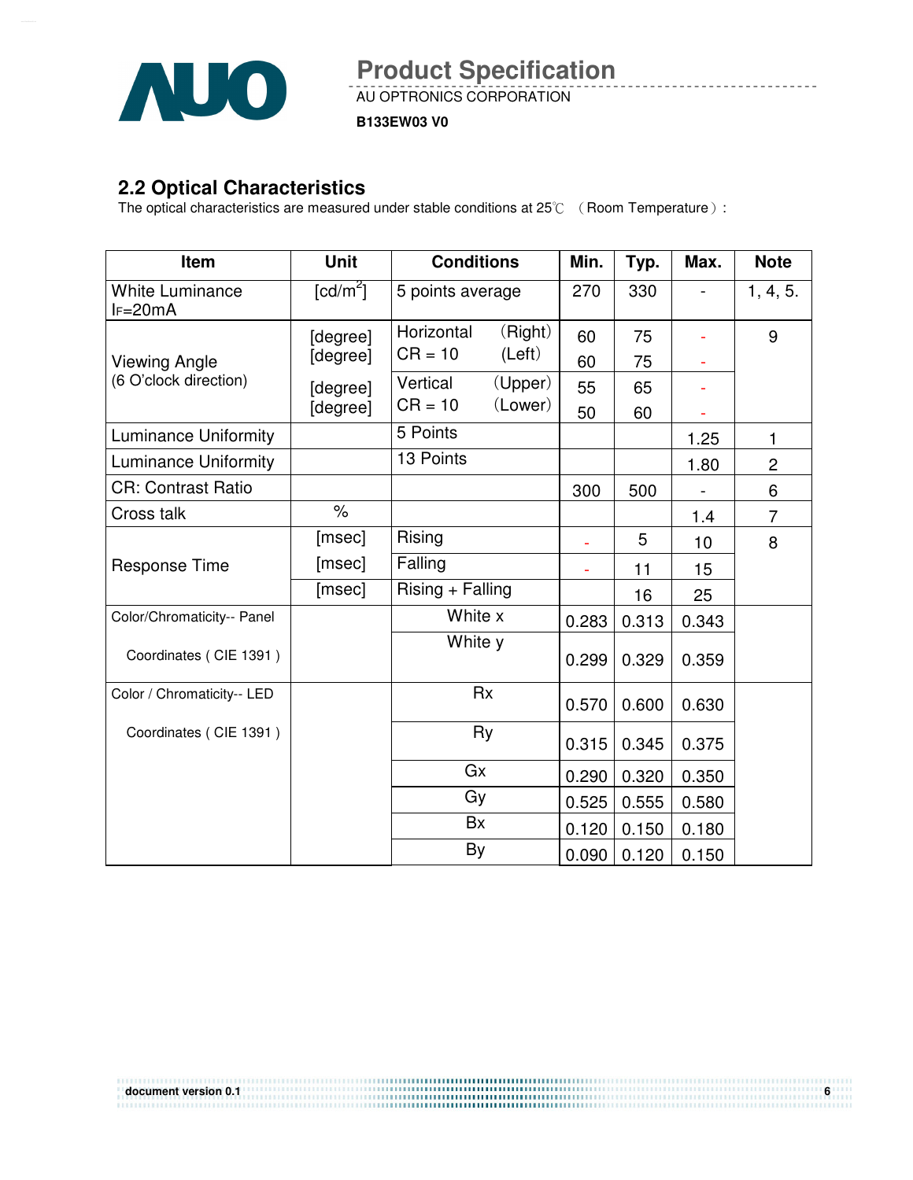## 2.2 Optical Characteristics

The optical characteristics are measured under stable conditions at 25℃ （Room Temperature）:

| Item | Unit | Conditions | | Min. | Typ. | Max. | Note |
|---|---|---|---|---|---|---|---|
| White Luminance $I_F$=20mA | [cd/m$^2$] | 5 points average | | 270 | 330 | - | 1, 4, 5. |
| Viewing Angle (6 O'clock direction) | [degree] | Horizontal CR = 10 | (Right) | 60 | 75 | - | 9 |
| | [degree] | | (Left) | 60 | 75 | - | |
| | [degree] | Vertical CR = 10 | (Upper) | 55 | 65 | - | |
| | [degree] | | (Lower) | 50 | 60 | - | |
| Luminance Uniformity | | 5 Points | | | | 1.25 | 1 |
| Luminance Uniformity | | 13 Points | | | | 1.80 | 2 |
| CR: Contrast Ratio | | | | 300 | 500 | - | 6 |
| Cross talk | % | | | | | 1.4 | 7 |
| Response Time | [msec] | Rising | | - | 5 | 10 | 8 |
| | [msec] | Falling | | - | 11 | 15 | |
| | [msec] | Rising + Falling | | | 16 | 25 | |
| Color/Chromaticity-- Panel Coordinates ( CIE 1391 ) | | White x | | 0.283 | 0.313 | 0.343 | |
| | | White y | | 0.299 | 0.329 | 0.359 | |
| Color / Chromaticity-- LED Coordinates ( CIE 1391 ) | | Rx | | 0.570 | 0.600 | 0.630 | |
| | | Ry | | 0.315 | 0.345 | 0.375 | |
| | | Gx | | 0.290 | 0.320 | 0.350 | |
| | | Gy | | 0.525 | 0.555 | 0.580 | |
| | | Bx | | 0.120 | 0.150 | 0.180 | |
| | | By | | 0.090 | 0.120 | 0.150 | |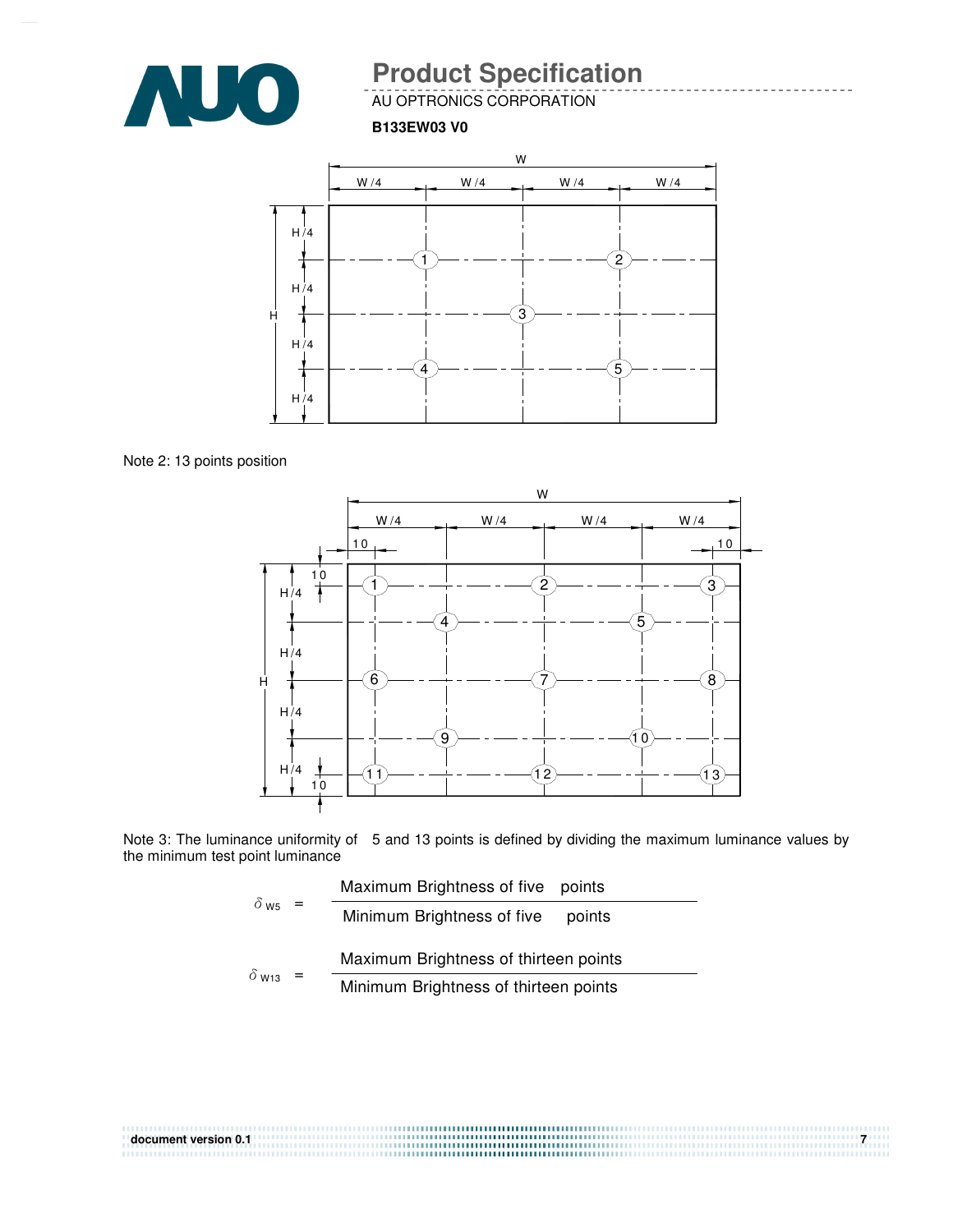Note 2: 13 points position

Note 3: The luminance uniformity of 5 and 13 points is defined by dividing the maximum luminance values by the minimum test point luminance

$$\delta_{W5} = \frac{\text{Maximum Brightness of five points}}{\text{Minimum Brightness of five points}}$$

$$\delta_{W13} = \frac{\text{Maximum Brightness of thirteen points}}{\text{Minimum Brightness of thirteen points}}$$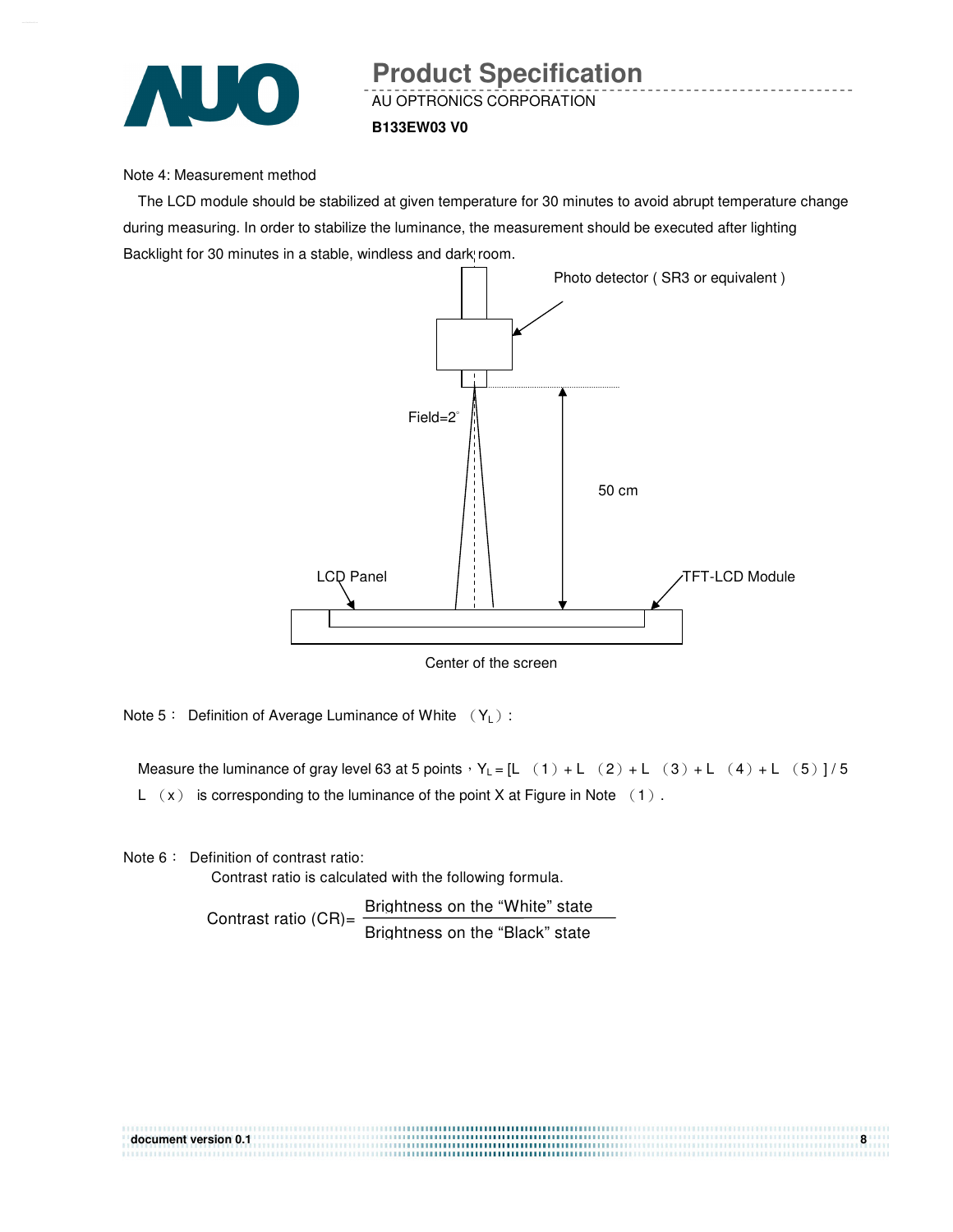Note 4: Measurement method

The LCD module should be stabilized at given temperature for 30 minutes to avoid abrupt temperature change during measuring. In order to stabilize the luminance, the measurement should be executed after lighting Backlight for 30 minutes in a stable, windless and dark room.

Photo detector ( SR3 or equivalent )

Field=2°

50 cm

LCD Panel

TFT-LCD Module

Center of the screen

Note 5： Definition of Average Luminance of White （$Y_L$）:

Measure the luminance of gray level 63 at 5 points，$Y_L$ = [L （1）+ L （2）+ L （3）+ L （4）+ L （5）] / 5

L （x） is corresponding to the luminance of the point X at Figure in Note （1）.

Note 6： Definition of contrast ratio:

Contrast ratio is calculated with the following formula.

$$\text{Contrast ratio (CR)} = \frac{\text{Brightness on the "White" state}}{\text{Brightness on the "Black" state}}$$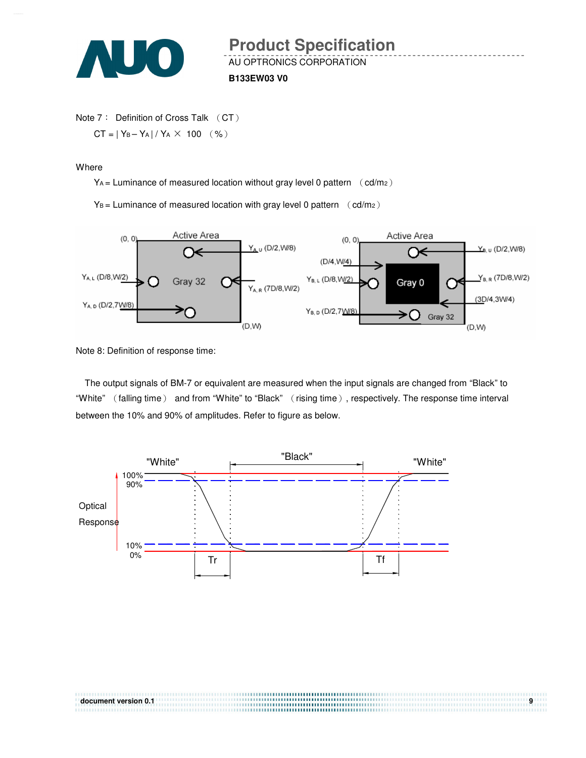Note 7： Definition of Cross Talk （CT）

$CT = | Y_B – Y_A | / Y_A \times 100$ （%）

Where

$Y_A$ = Luminance of measured location without gray level 0 pattern （cd/m2）

$Y_B$ = Luminance of measured location with gray level 0 pattern （cd/m2）

Note 8: Definition of response time:

The output signals of BM-7 or equivalent are measured when the input signals are changed from “Black” to “White” （falling time） and from “White” to “Black” （rising time）, respectively. The response time interval between the 10% and 90% of amplitudes. Refer to figure as below.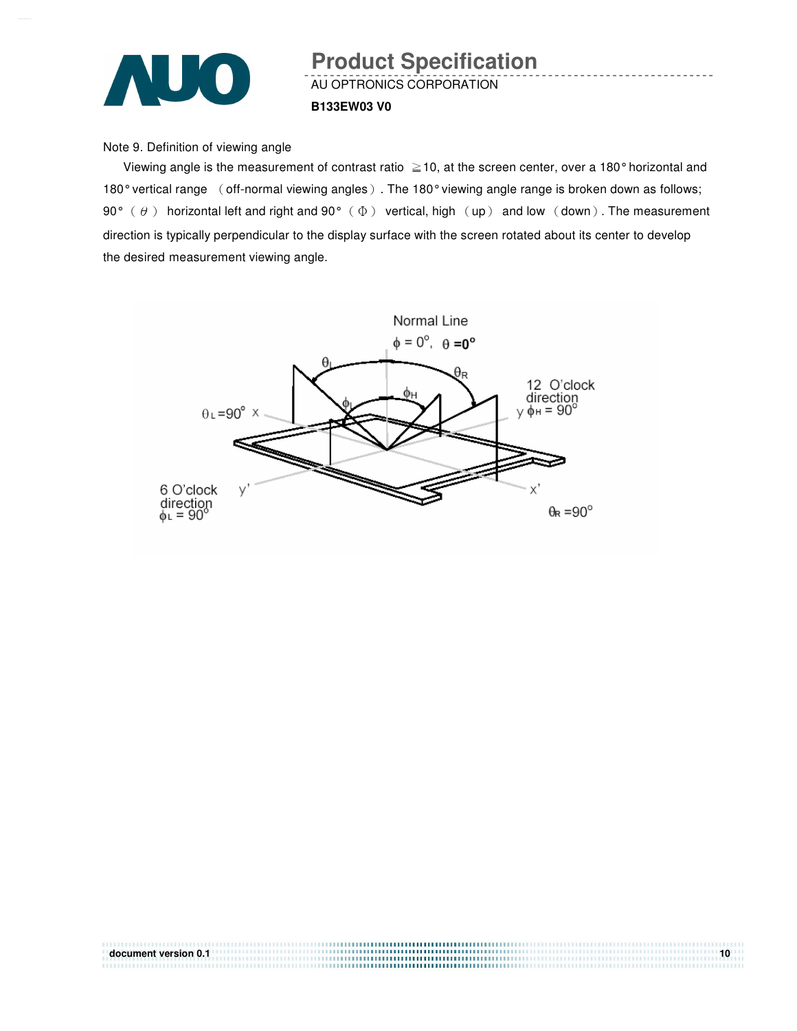Note 9. Definition of viewing angle

Viewing angle is the measurement of contrast ratio ≧10, at the screen center, over a 180° horizontal and 180° vertical range （off-normal viewing angles）. The 180° viewing angle range is broken down as follows; 90° （$\theta$） horizontal left and right and 90° （$\Phi$） vertical, high （up） and low （down）. The measurement direction is typically perpendicular to the display surface with the screen rotated about its center to develop the desired measurement viewing angle.

Normal Line

$\phi = 0^{\circ}$, $\theta = 0^{\circ}$

$\theta_L$ $\theta_R$ $\phi_L$ $\phi_H$

$\theta_L = 90^{\circ}$ x

12 O'clock direction

y $\phi_H = 90^{\circ}$

6 O'clock direction

$\phi_L = 90^{\circ}$ y'

x'

$\theta_R = 90^{\circ}$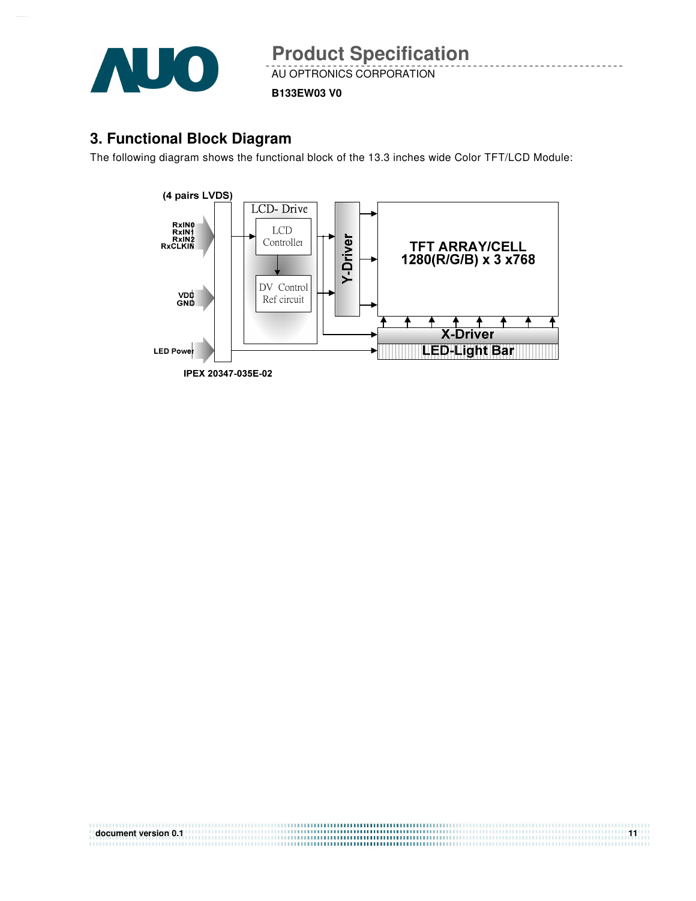## 3. Functional Block Diagram

The following diagram shows the functional block of the 13.3 inches wide Color TFT/LCD Module:

(4 pairs LVDS)

RxIN0
RxIN1
RxIN2
RxCLKIN

VDD
GND

LED Power

LCD- Drive

LCD Controller

DV Control Ref circuit

Y-Driver

TFT ARRAY/CELL
1280(R/G/B) x 3 x768

X-Driver

LED-Light Bar

IPEX 20347-035E-02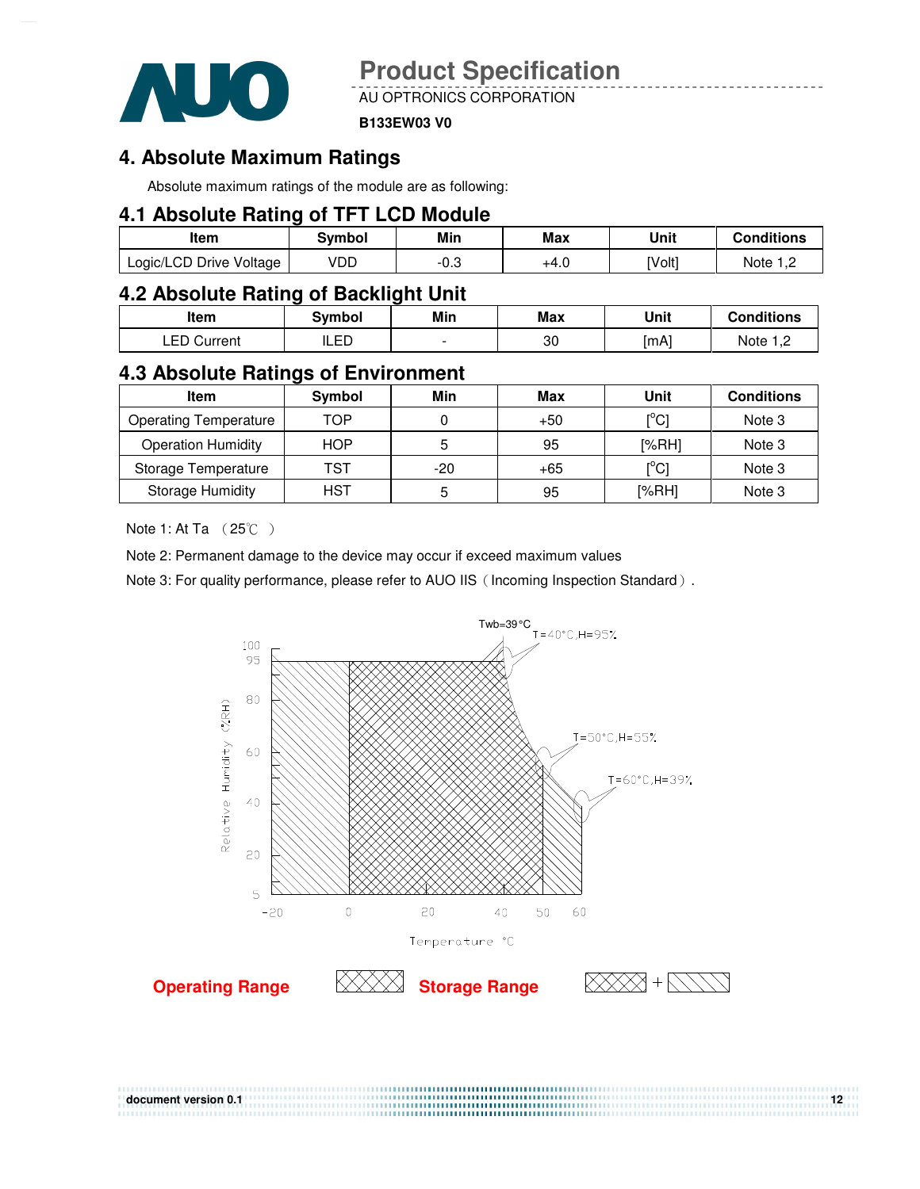## 4. Absolute Maximum Ratings

Absolute maximum ratings of the module are as following:

### 4.1 Absolute Rating of TFT LCD Module

| Item | Symbol | Min | Max | Unit | Conditions |
|---|---|---|---|---|---|
| Logic/LCD Drive Voltage | VDD | -0.3 | +4.0 | [Volt] | Note 1,2 |

### 4.2 Absolute Rating of Backlight Unit

| Item | Symbol | Min | Max | Unit | Conditions |
|---|---|---|---|---|---|
| LED Current | ILED | - | 30 | [mA] | Note 1,2 |

### 4.3 Absolute Ratings of Environment

| Item | Symbol | Min | Max | Unit | Conditions |
|---|---|---|---|---|---|
| Operating Temperature | TOP | 0 | +50 | [°C] | Note 3 |
| Operation Humidity | HOP | 5 | 95 | [%RH] | Note 3 |
| Storage Temperature | TST | -20 | +65 | [°C] | Note 3 |
| Storage Humidity | HST | 5 | 95 | [%RH] | Note 3 |

Note 1: At Ta （25℃ ）

Note 2: Permanent damage to the device may occur if exceed maximum values

Note 3: For quality performance, please refer to AUO IIS（Incoming Inspection Standard）.

Twb=39°C
T=40°C,H=95%
T=50°C,H=55%
T=60°C,H=39%

Relative Humidity (%RH)

Temperature °C

Operating Range

Storage Range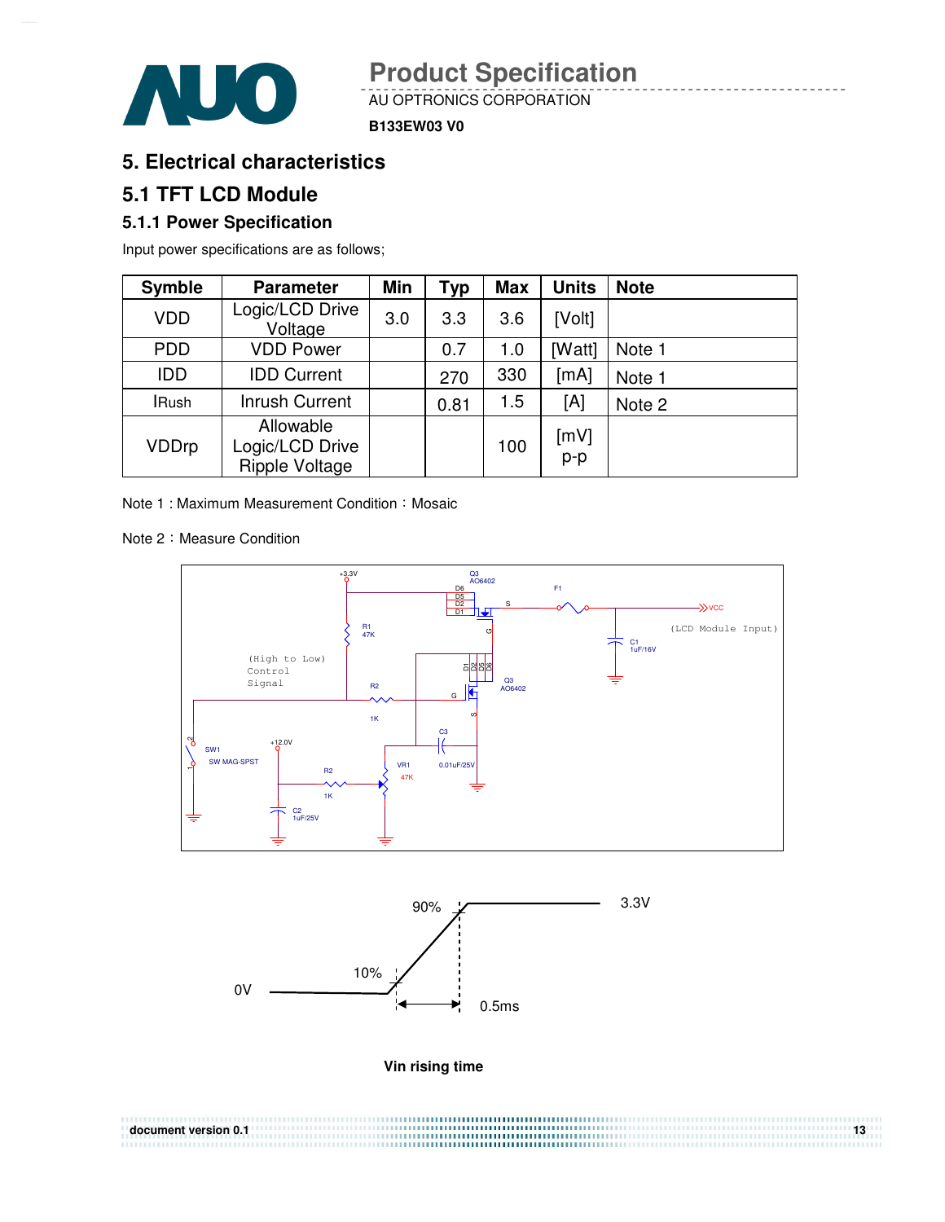## 5. Electrical characteristics

## 5.1 TFT LCD Module

### 5.1.1 Power Specification

Input power specifications are as follows;

| Symble | Parameter | Min | Typ | Max | Units | Note |
|---|---|---|---|---|---|---|
| VDD | Logic/LCD Drive Voltage | 3.0 | 3.3 | 3.6 | [Volt] | |
| PDD | VDD Power | | 0.7 | 1.0 | [Watt] | Note 1 |
| IDD | IDD Current | | 270 | 330 | [mA] | Note 1 |
| IRush | Inrush Current | | 0.81 | 1.5 | [A] | Note 2 |
| VDDrp | Allowable Logic/LCD Drive Ripple Voltage | | | 100 | [mV] p-p | |

Note 1 : Maximum Measurement Condition：Mosaic

Note 2：Measure Condition

Vin rising time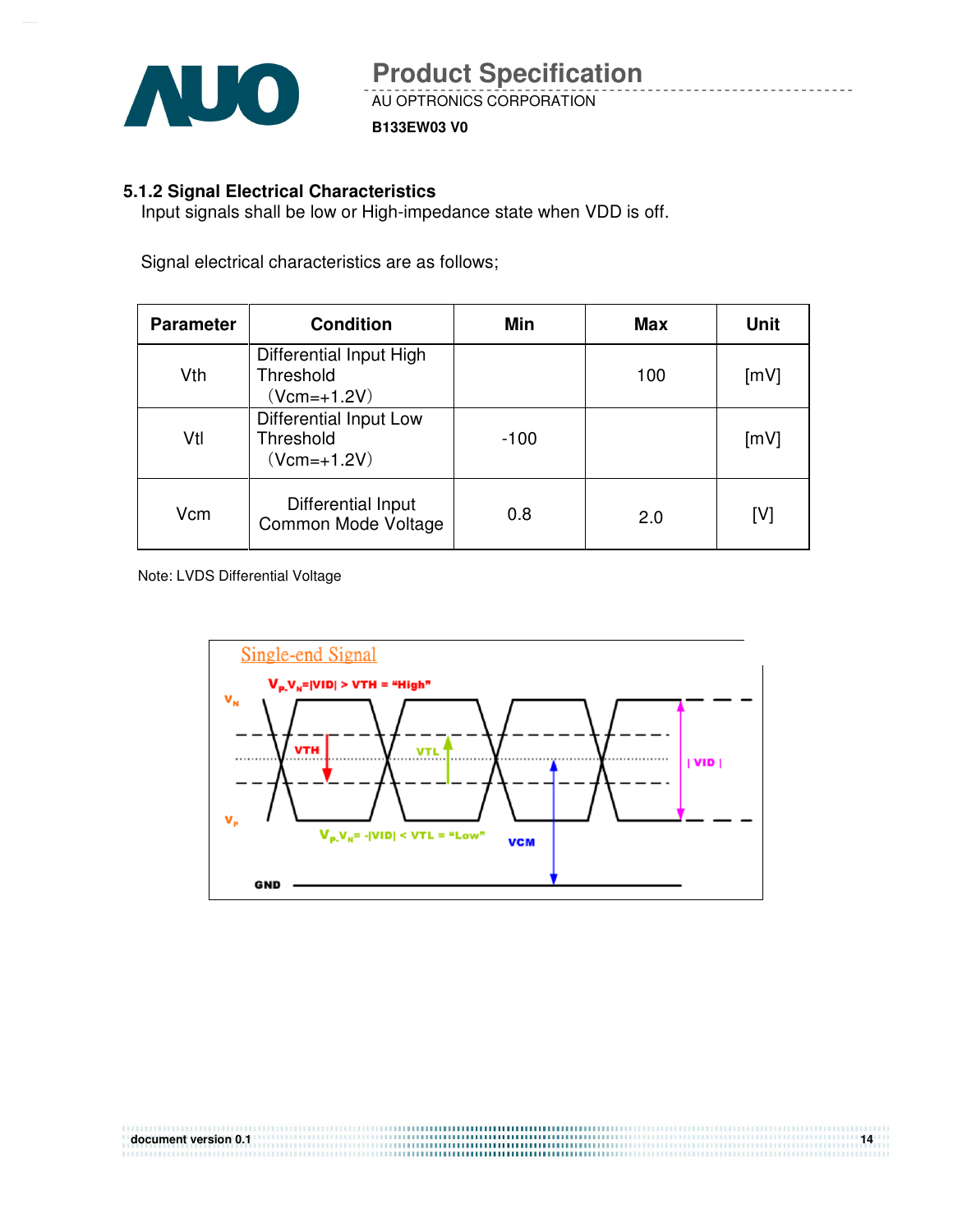### 5.1.2 Signal Electrical Characteristics

Input signals shall be low or High-impedance state when VDD is off.

Signal electrical characteristics are as follows;

| Parameter | Condition | Min | Max | Unit |
|---|---|---|---|---|
| Vth | Differential Input High Threshold (Vcm=+1.2V) | | 100 | [mV] |
| Vtl | Differential Input Low Threshold (Vcm=+1.2V) | -100 | | [mV] |
| Vcm | Differential Input Common Mode Voltage | 0.8 | 2.0 | [V] |

Note: LVDS Differential Voltage

Single-end Signal

$V_P$-$V_N$=|VID| > VTH = "High"

$V_P$-$V_N$= -|VID| < VTL = "Low"

$V_N$, $V_P$, VTH, VTL, | VID |, VCM, GND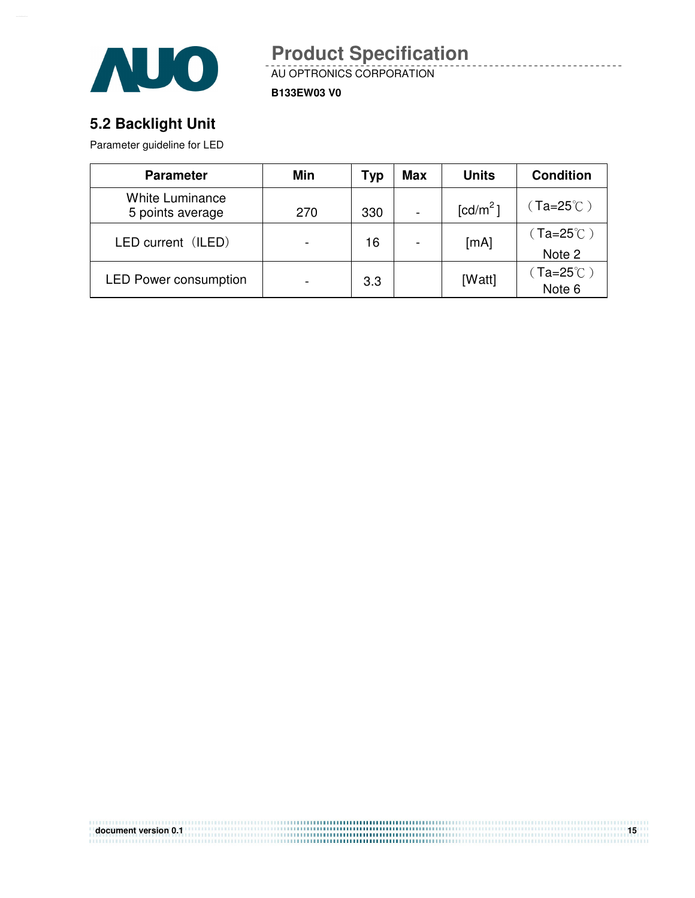## 5.2 Backlight Unit

Parameter guideline for LED

| Parameter | Min | Typ | Max | Units | Condition |
|---|---|---|---|---|---|
| White Luminance 5 points average | 270 | 330 | - | [cd/m$^2$] | （Ta=25℃） |
| LED current（ILED） | - | 16 | - | [mA] | （Ta=25℃） Note 2 |
| LED Power consumption | - | 3.3 | | [Watt] | （Ta=25℃） Note 6 |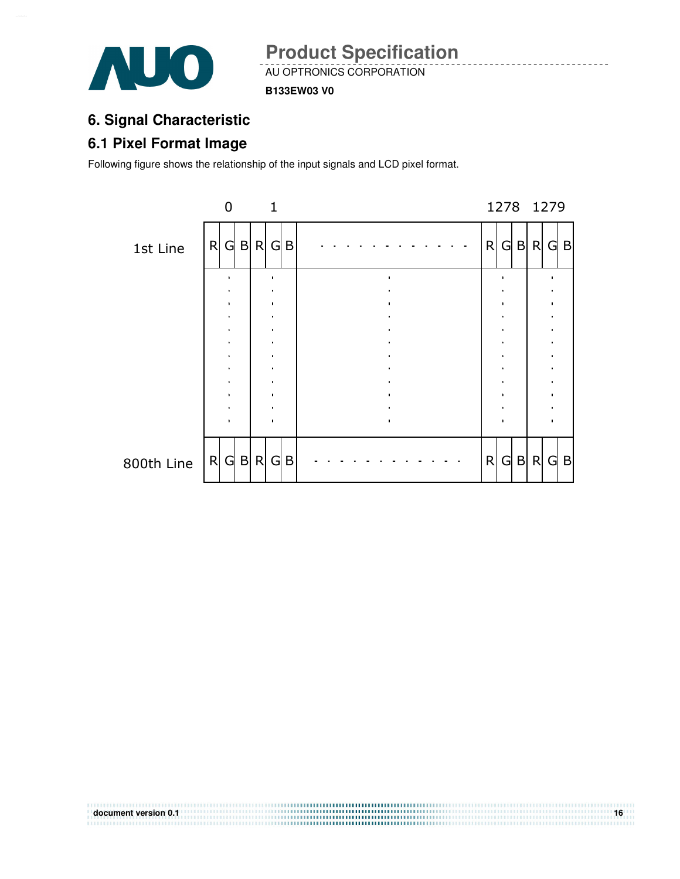## 6. Signal Characteristic

### 6.1 Pixel Format Image

Following figure shows the relationship of the input signals and LCD pixel format.

| | 0 | | | 1 | | | | 1278 | | | 1279 | | |
|---|---|---|---|---|---|---|---|---|---|---|---|---|---|
| 1st Line | R | G | B | R | G | B | · · · · · · · · · · · · | R | G | B | R | G | B |
| | · | | | · | | | · | | · | | | · | |
| 800th Line | R | G | B | R | G | B | · · · · · · · · · · · · | R | G | B | R | G | B |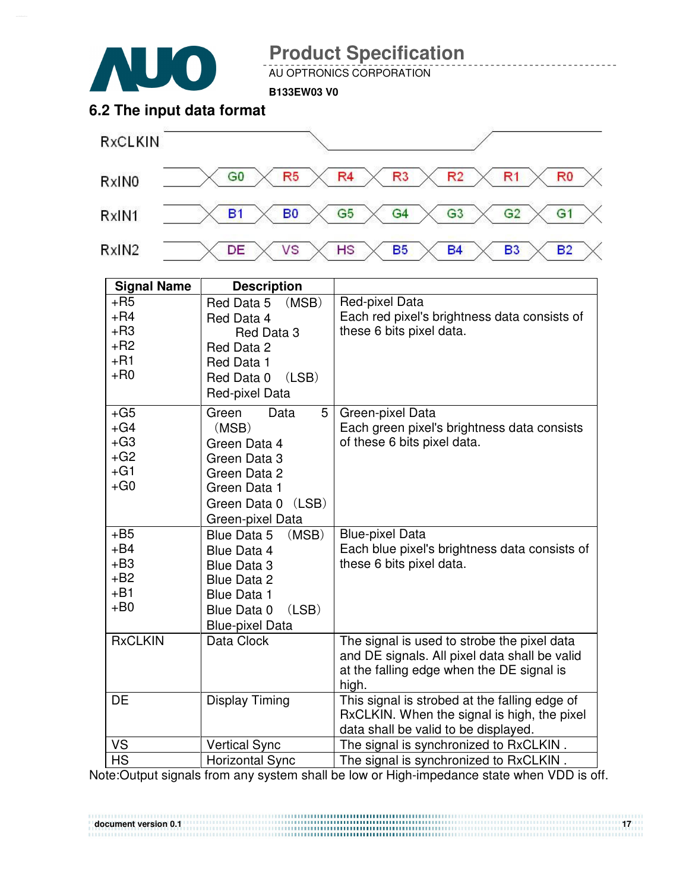## 6.2 The input data format

RxCLKIN

| | | | | | | | |
|---|---|---|---|---|---|---|---|
| RxIN0 | G0 | R5 | R4 | R3 | R2 | R1 | R0 |
| RxIN1 | B1 | B0 | G5 | G4 | G3 | G2 | G1 |
| RxIN2 | DE | VS | HS | B5 | B4 | B3 | B2 |

| Signal Name | Description | |
|---|---|---|
| +R5<br>+R4<br>+R3<br>+R2<br>+R1<br>+R0 | Red Data 5 (MSB)<br>Red Data 4<br>Red Data 3<br>Red Data 2<br>Red Data 1<br>Red Data 0 (LSB)<br>Red-pixel Data | Red-pixel Data<br>Each red pixel's brightness data consists of these 6 bits pixel data. |
| +G5<br>+G4<br>+G3<br>+G2<br>+G1<br>+G0 | Green Data 5 (MSB)<br>Green Data 4<br>Green Data 3<br>Green Data 2<br>Green Data 1<br>Green Data 0 (LSB)<br>Green-pixel Data | Green-pixel Data<br>Each green pixel's brightness data consists of these 6 bits pixel data. |
| +B5<br>+B4<br>+B3<br>+B2<br>+B1<br>+B0 | Blue Data 5 (MSB)<br>Blue Data 4<br>Blue Data 3<br>Blue Data 2<br>Blue Data 1<br>Blue Data 0 (LSB)<br>Blue-pixel Data | Blue-pixel Data<br>Each blue pixel's brightness data consists of these 6 bits pixel data. |
| RxCLKIN | Data Clock | The signal is used to strobe the pixel data and DE signals. All pixel data shall be valid at the falling edge when the DE signal is high. |
| DE | Display Timing | This signal is strobed at the falling edge of RxCLKIN. When the signal is high, the pixel data shall be valid to be displayed. |
| VS | Vertical Sync | The signal is synchronized to RxCLKIN . |
| HS | Horizontal Sync | The signal is synchronized to RxCLKIN . |

Note:Output signals from any system shall be low or High-impedance state when VDD is off.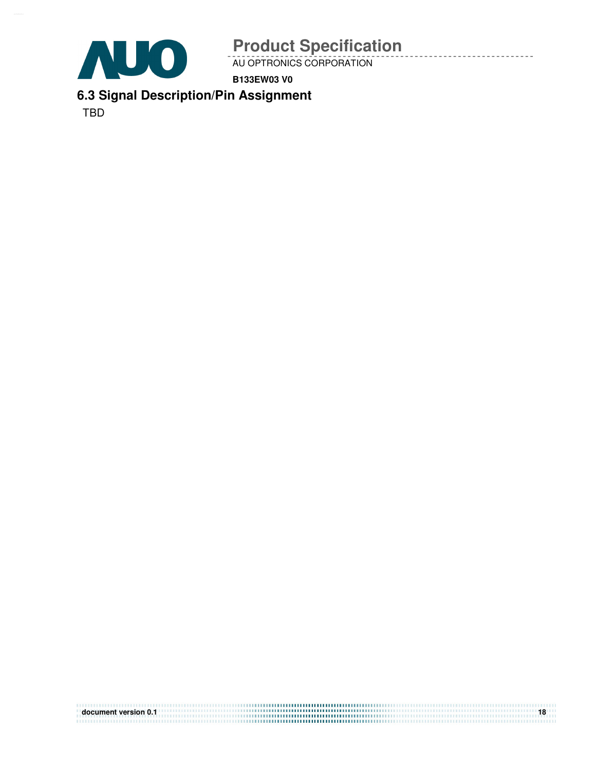## 6.3 Signal Description/Pin Assignment

TBD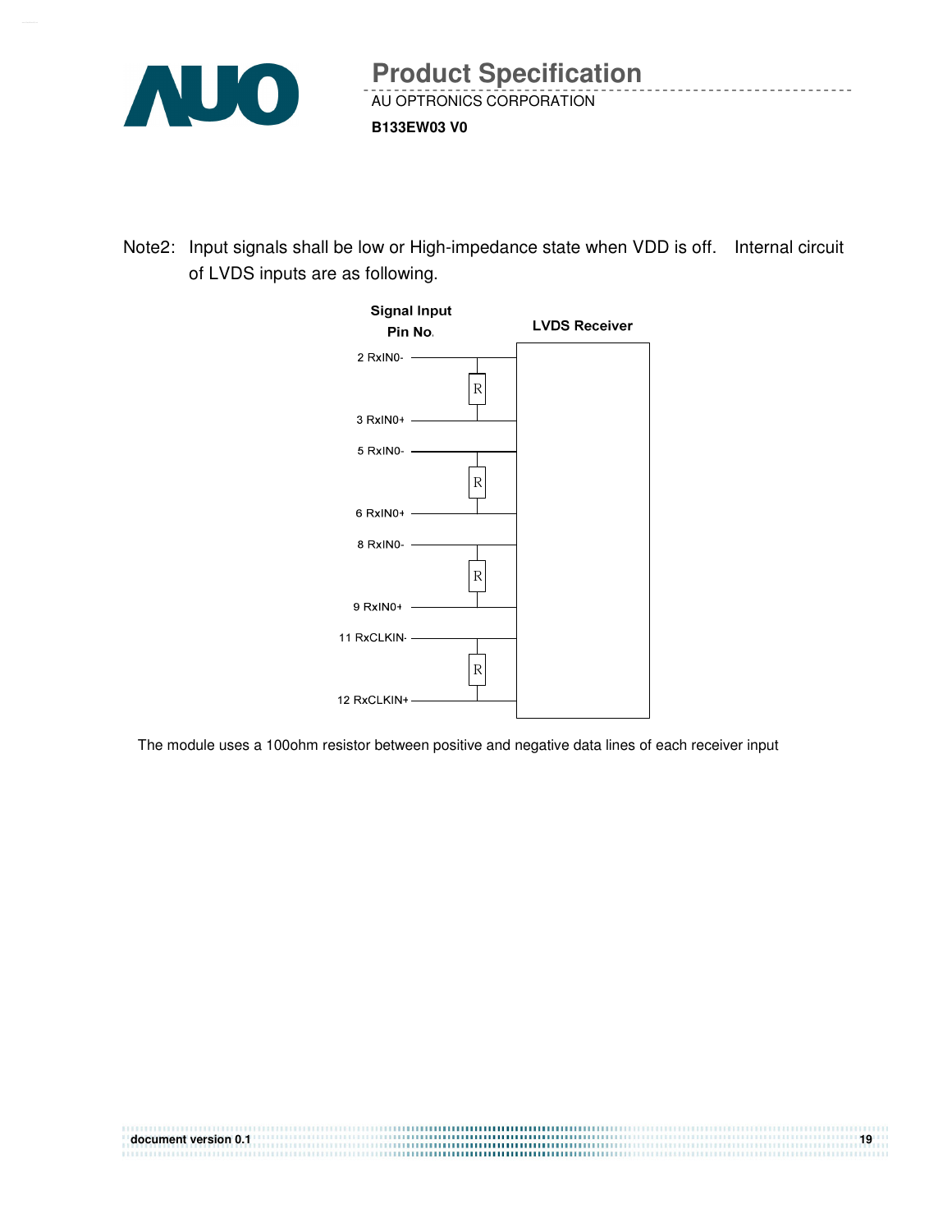Note2: Input signals shall be low or High-impedance state when VDD is off. Internal circuit of LVDS inputs are as following.

Signal Input Pin No.

LVDS Receiver

2 RxIN0-

R

3 RxIN0+

5 RxIN0-

R

6 RxIN0+

8 RxIN0-

R

9 RxIN0+

11 RxCLKIN-

R

12 RxCLKIN+

The module uses a 100ohm resistor between positive and negative data lines of each receiver input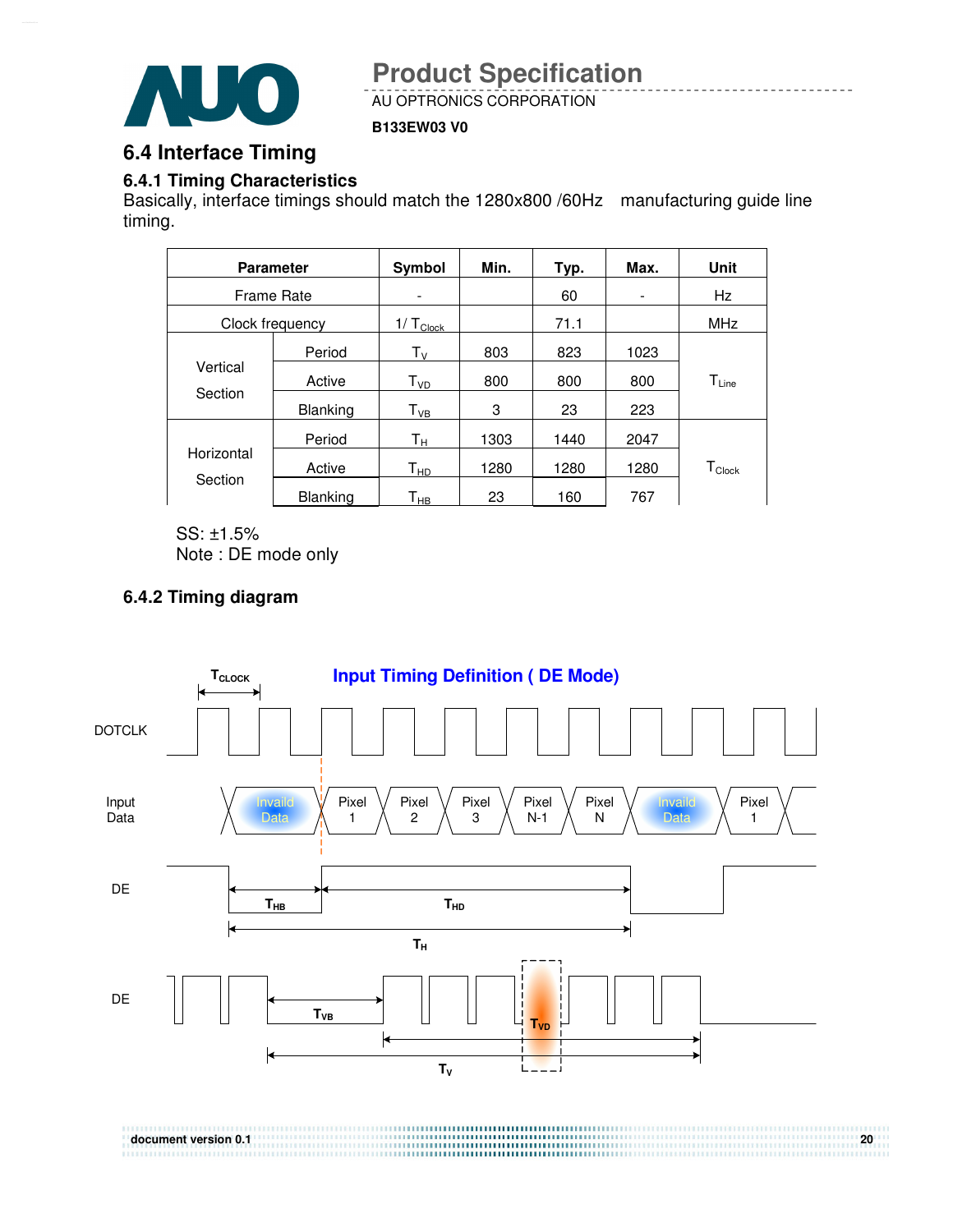## 6.4 Interface Timing

### 6.4.1 Timing Characteristics

Basically, interface timings should match the 1280x800 /60Hz manufacturing guide line timing.

| Parameter | | Symbol | Min. | Typ. | Max. | Unit |
|---|---|---|---|---|---|---|
| Frame Rate | | - | | 60 | - | Hz |
| Clock frequency | | $1/T_{Clock}$ | | 71.1 | | MHz |
| Vertical Section | Period | $T_V$ | 803 | 823 | 1023 | $T_{Line}$ |
| | Active | $T_{VD}$ | 800 | 800 | 800 | |
| | Blanking | $T_{VB}$ | 3 | 23 | 223 | |
| Horizontal Section | Period | $T_H$ | 1303 | 1440 | 2047 | $T_{Clock}$ |
| | Active | $T_{HD}$ | 1280 | 1280 | 1280 | |
| | Blanking | $T_{HB}$ | 23 | 160 | 767 | |

SS: ±1.5%
Note : DE mode only

### 6.4.2 Timing diagram

**Input Timing Definition ( DE Mode)**

$T_{CLOCK}$

DOTCLK

Input Data: Invaild Data, Pixel 1, Pixel 2, Pixel 3, Pixel N-1, Pixel N, Invaild Data, Pixel 1

DE: $T_{HB}$, $T_{HD}$, $T_H$

DE: $T_{VB}$, $T_{VD}$, $T_V$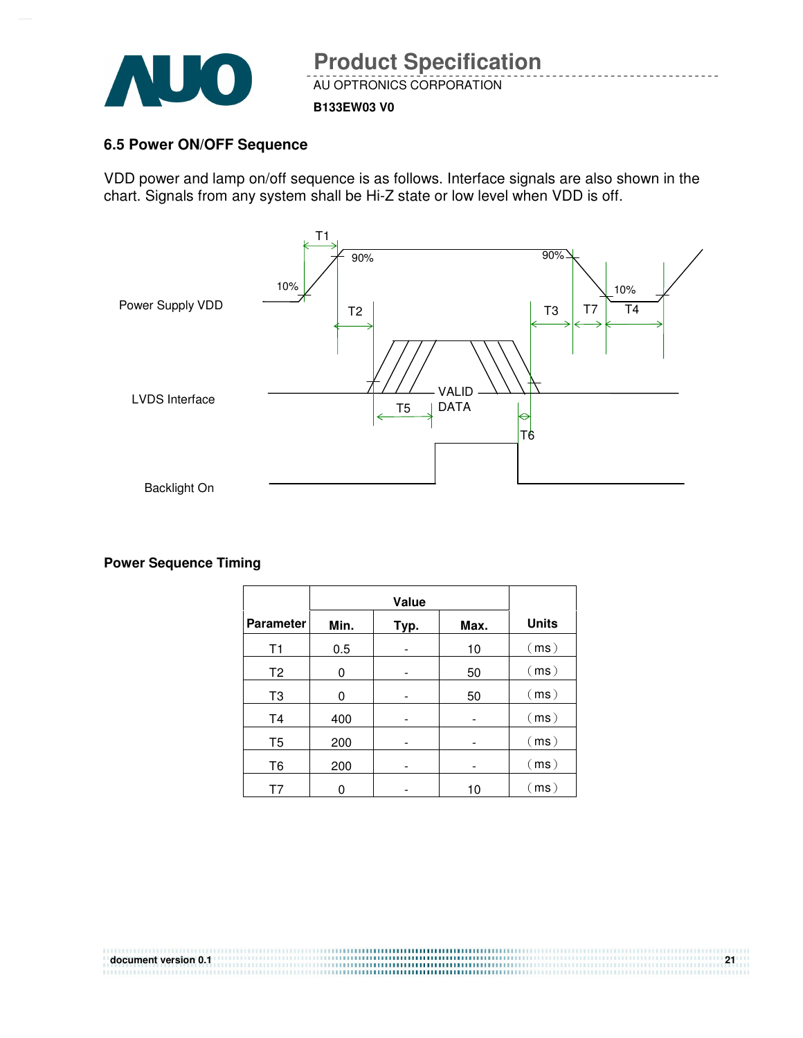## 6.5 Power ON/OFF Sequence

VDD power and lamp on/off sequence is as follows. Interface signals are also shown in the chart. Signals from any system shall be Hi-Z state or low level when VDD is off.

### Power Sequence Timing

| Parameter | Value | | | Units |
|---|---|---|---|---|
| | Min. | Typ. | Max. | |
| T1 | 0.5 | - | 10 | (ms) |
| T2 | 0 | - | 50 | (ms) |
| T3 | 0 | - | 50 | (ms) |
| T4 | 400 | - | - | (ms) |
| T5 | 200 | - | - | (ms) |
| T6 | 200 | - | - | (ms) |
| T7 | 0 | - | 10 | (ms) |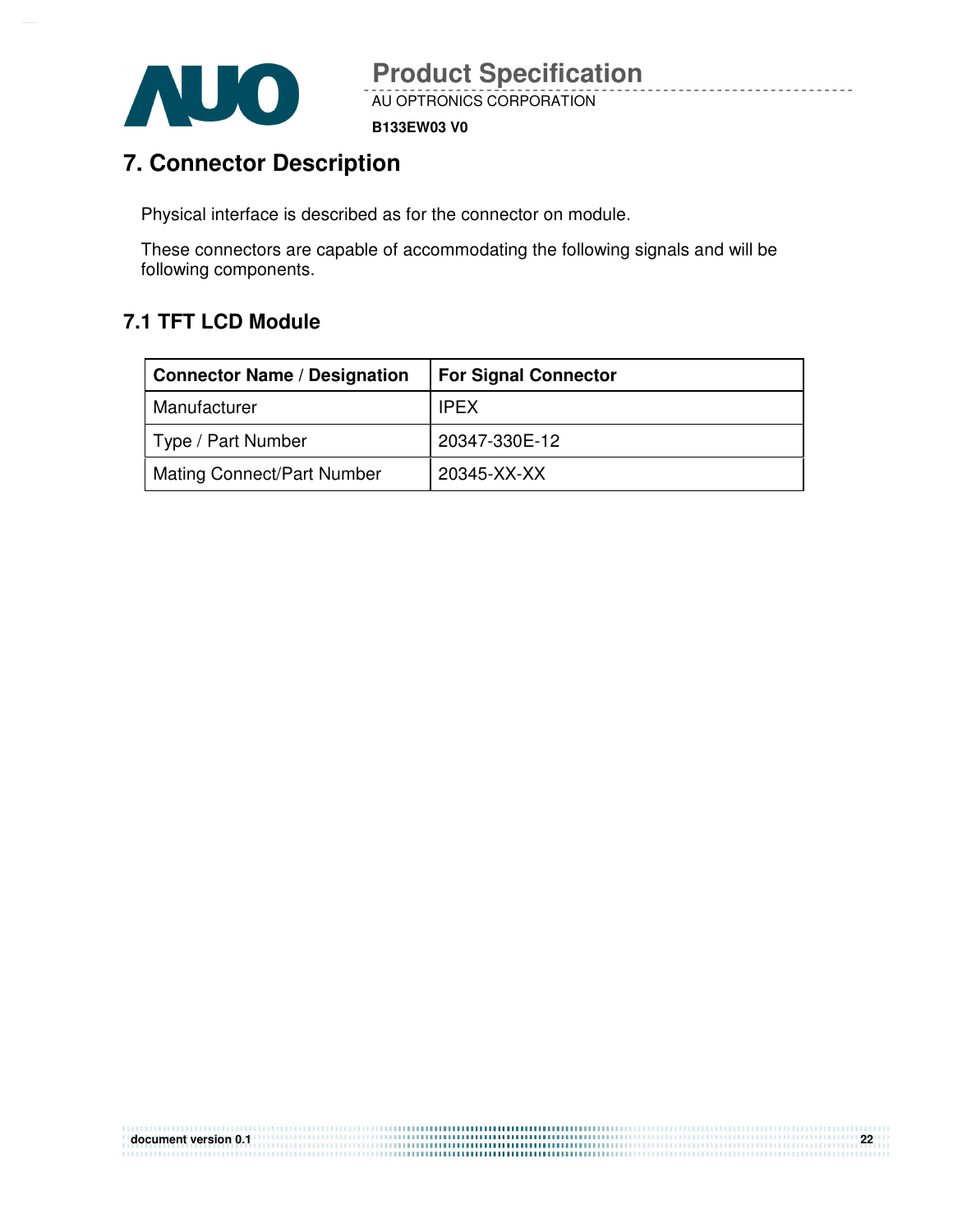# 7. Connector Description

Physical interface is described as for the connector on module.

These connectors are capable of accommodating the following signals and will be following components.

## 7.1 TFT LCD Module

| Connector Name / Designation | For Signal Connector |
| --- | --- |
| Manufacturer | IPEX |
| Type / Part Number | 20347-330E-12 |
| Mating Connect/Part Number | 20345-XX-XX |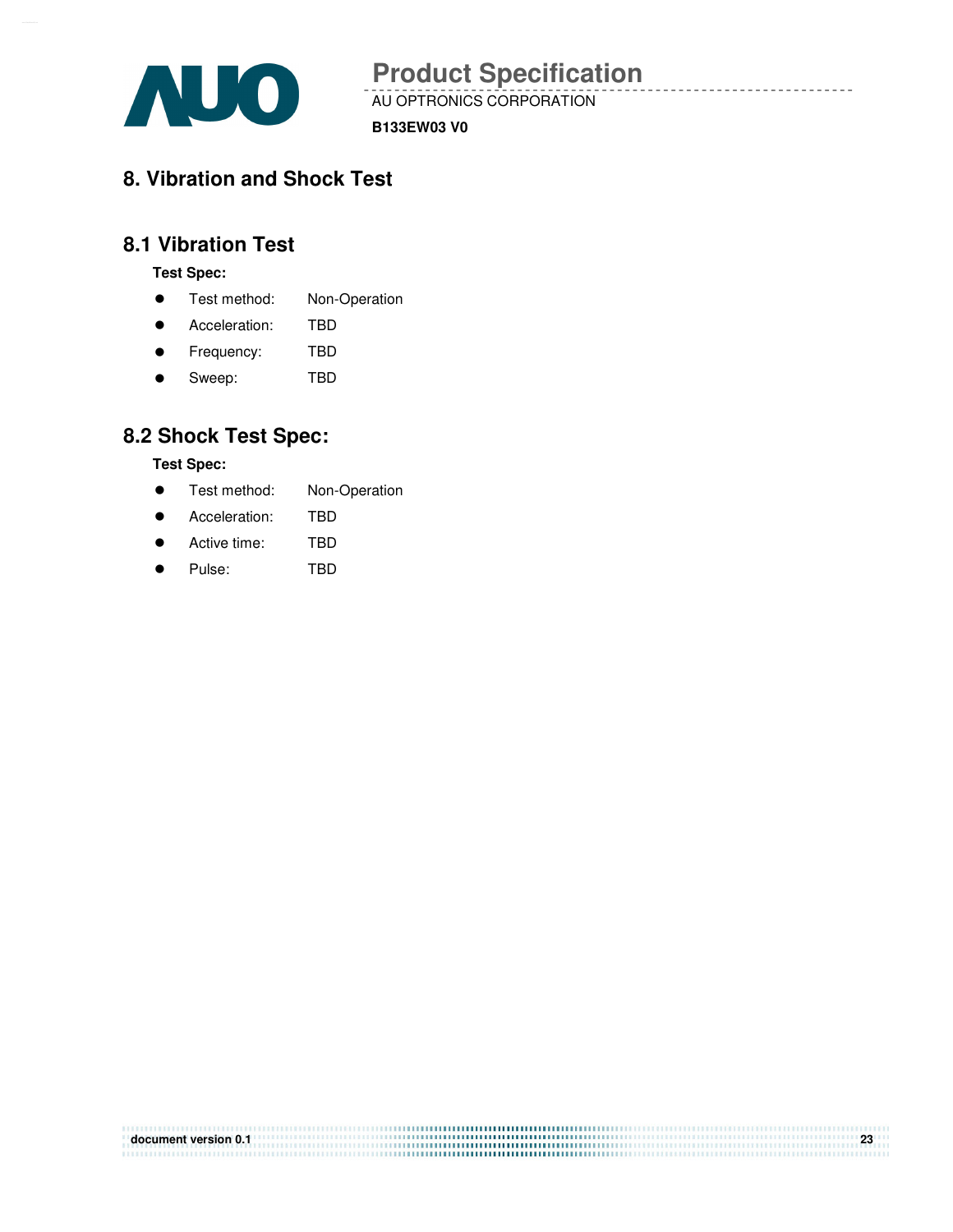# 8. Vibration and Shock Test

## 8.1 Vibration Test

**Test Spec:**

- Test method: Non-Operation
- Acceleration: TBD
- Frequency: TBD
- Sweep: TBD

## 8.2 Shock Test Spec:

**Test Spec:**

- Test method: Non-Operation
- Acceleration: TBD
- Active time: TBD
- Pulse: TBD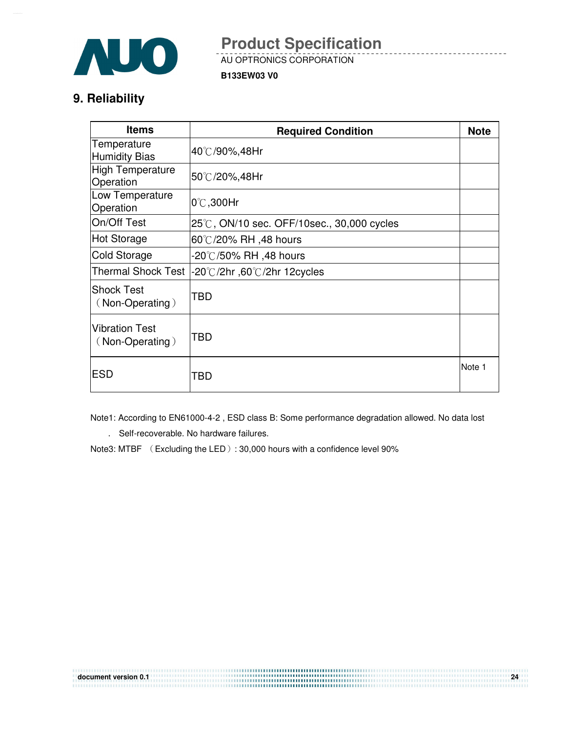## 9. Reliability

| Items | Required Condition | Note |
|---|---|---|
| Temperature Humidity Bias | 40℃/90%,48Hr | |
| High Temperature Operation | 50℃/20%,48Hr | |
| Low Temperature Operation | 0℃,300Hr | |
| On/Off Test | 25℃, ON/10 sec. OFF/10sec., 30,000 cycles | |
| Hot Storage | 60℃/20% RH ,48 hours | |
| Cold Storage | -20℃/50% RH ,48 hours | |
| Thermal Shock Test | -20℃/2hr ,60℃/2hr 12cycles | |
| Shock Test （Non-Operating） | TBD | |
| Vibration Test （Non-Operating） | TBD | |
| ESD | TBD | Note 1 |

Note1: According to EN61000-4-2 , ESD class B: Some performance degradation allowed. No data lost

. Self-recoverable. No hardware failures.

Note3: MTBF （Excluding the LED）: 30,000 hours with a confidence level 90%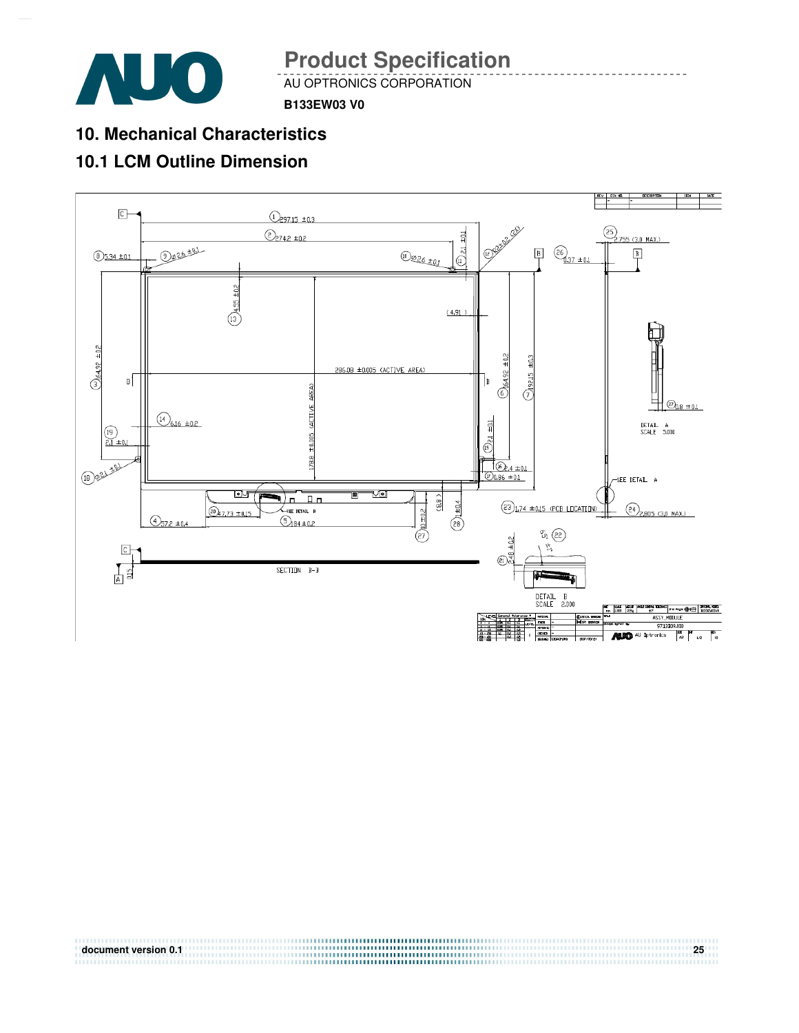## 10. Mechanical Characteristics

### 10.1 LCM Outline Dimension

① 297.15 ±0.3

② 274.2 ±0.2

③ 164.92 ±0.2

④ 57.2 ±0.4

⑤ 184 ±0.2

⑥ 164.92 ±0.2

⑦ 192.15 ±0.3

⑧ 5.34 ±0.1

⑨ Ø2.6 ±0.1

⑩ Ø2.6 ±0.1

⑪ 2.1 ±0.1

⑫ R2±0.2 (2X)

⑬ 4.55 ±0.2

⑭ 6.16 ±0.2

⑮ 2.1 ±0.1

⑯ 2.4 ±0.1

⑰ 0.86 ±0.1

⑱ Ø2.1 ±0.1

⑲ 2.1 ±0.1

⑳ 47.73 ±0.15

㉑ 2.48 ±0.2

㉒ 2.5

㉓ 1.74 ±0.15 (PCB LOCATION)

㉔ 2.805 (3.0 MAX.)

㉕ 2.755 (3.0 MAX.)

㉖ 0.37 ±0.1

㉗ 0.8 ±0.1

㉘ ±0.4

286.08 ±0.005 (ACTIVE AREA)

178.8 ±0.005 (ACTIVE AREA)

(4.91)

(8.8)

10 ±0.2

SECTION B-B

DETAIL A SCALE 3.000

DETAIL B SCALE 2.000

SEE DETAIL A

SEE DETAIL B

TITLE: ASSY_MODULE

97.13E03.000

AU Optronics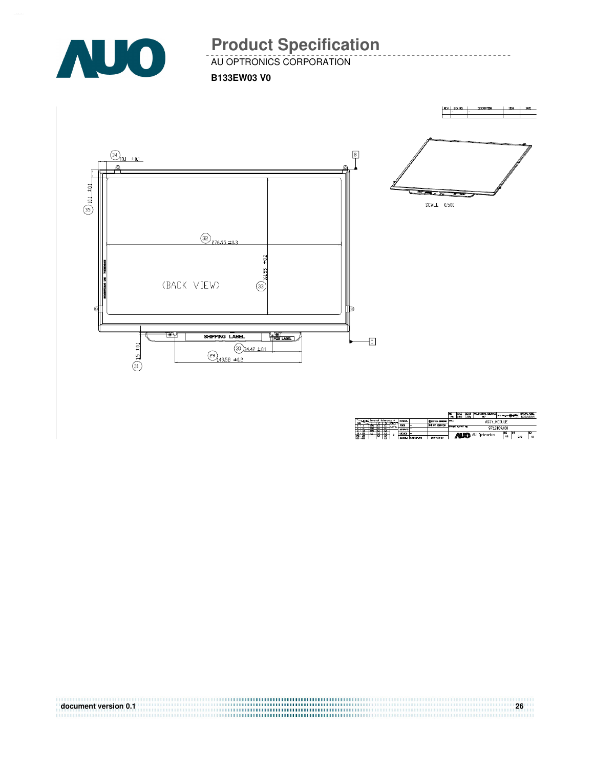# Product Specification

AU OPTRONICS CORPORATION

**B133EW03 V0**

| REV | ECN NO. | DESCRIPTION | SIGN | DATE |
|---|---|---|---|---|
| - | - | - | | |

(34) 10.1 ±0.1

(35) 10.1 ±0.1

B

(32) 276.95 ±0.3

(33) 161.55 ±0.2

(BACK VIEW)

SHIPPING LABEL

PCB LABEL

C

(31) 1.5 ±0.1

(30) 34.42 ±0.1

(29) 149.58 ±0.2

SCALE 0.500

ASSY_MODULE

97133E09.400

AU Optronics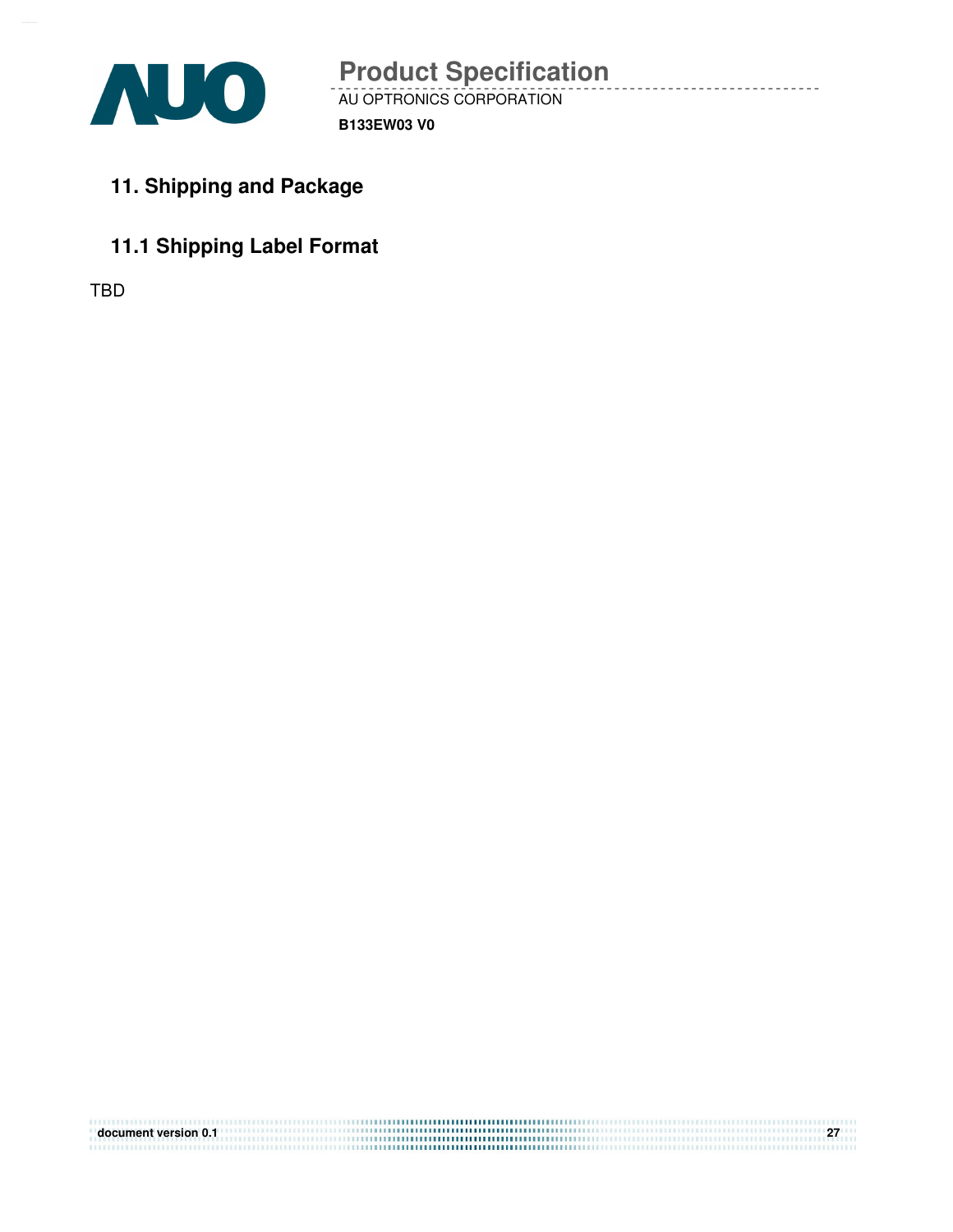## 11. Shipping and Package

### 11.1 Shipping Label Format

TBD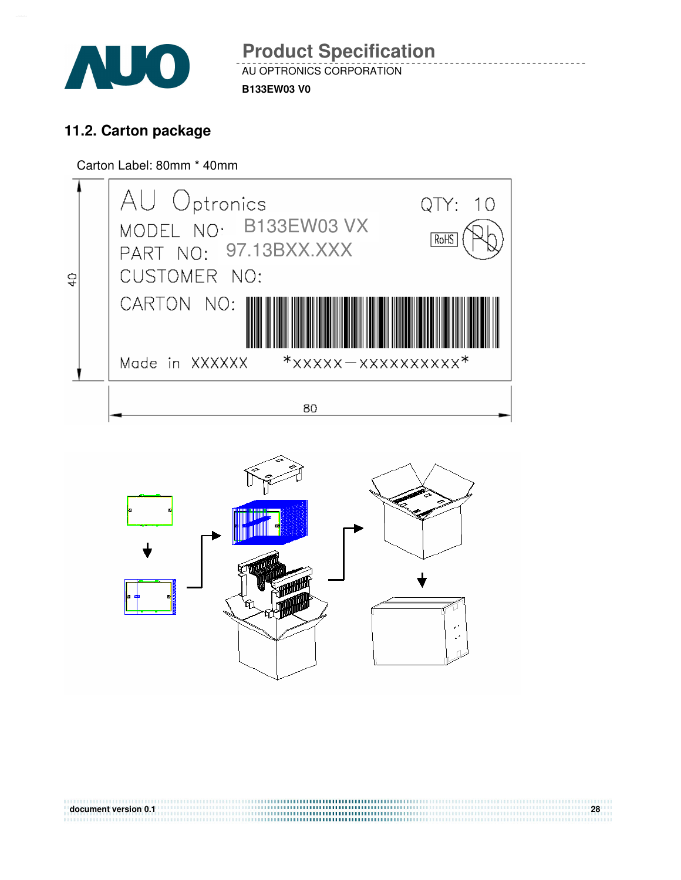## 11.2. Carton package

Carton Label: 80mm * 40mm

AU Optronics QTY: 10

MODEL NO: B133EW03 VX

PART NO: 97.13BXX.XXX

CUSTOMER NO:

CARTON NO:

Made in XXXXXX *XXXXX-XXXXXXXXXX*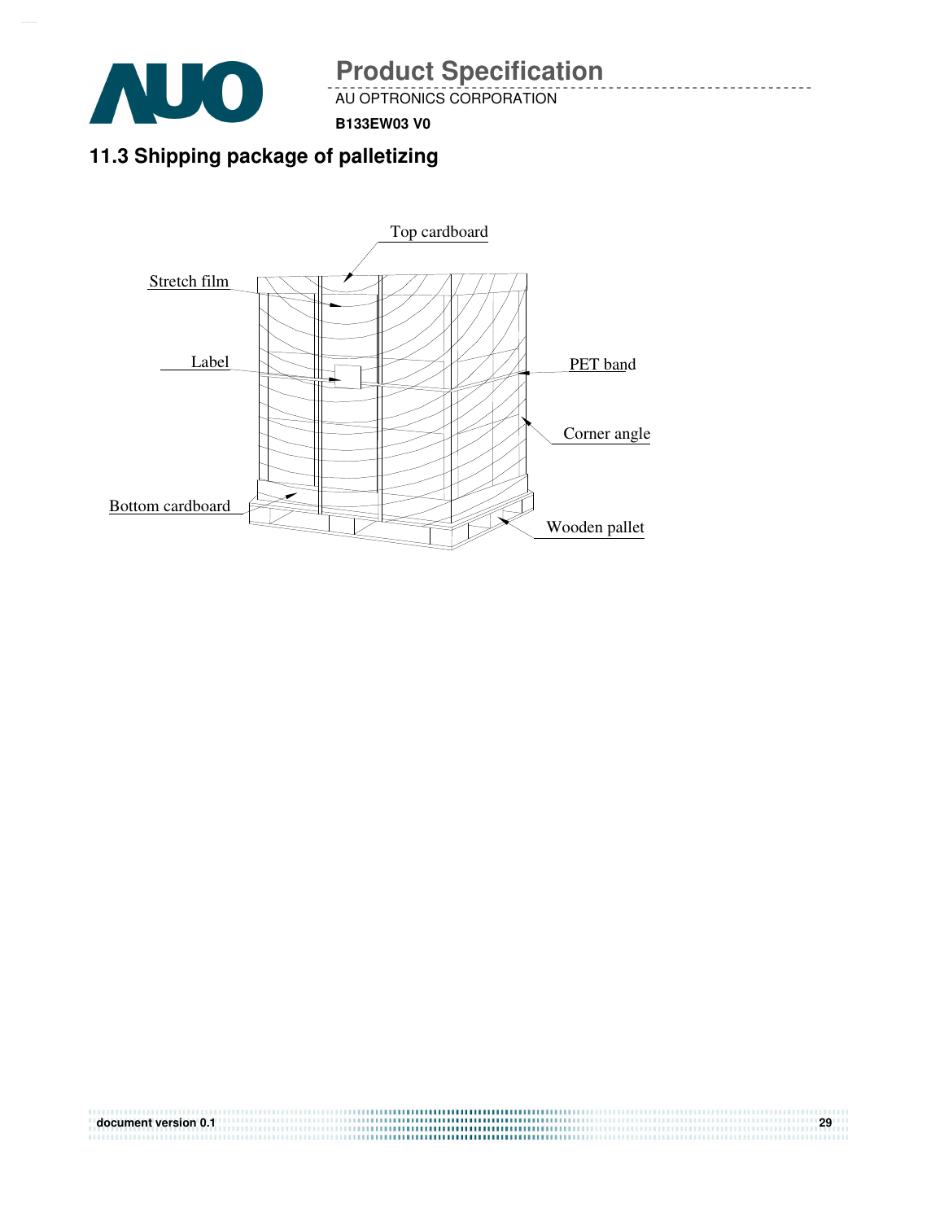## 11.3 Shipping package of palletizing

Top cardboard

Stretch film

Label

PET band

Corner angle

Bottom cardboard

Wooden pallet